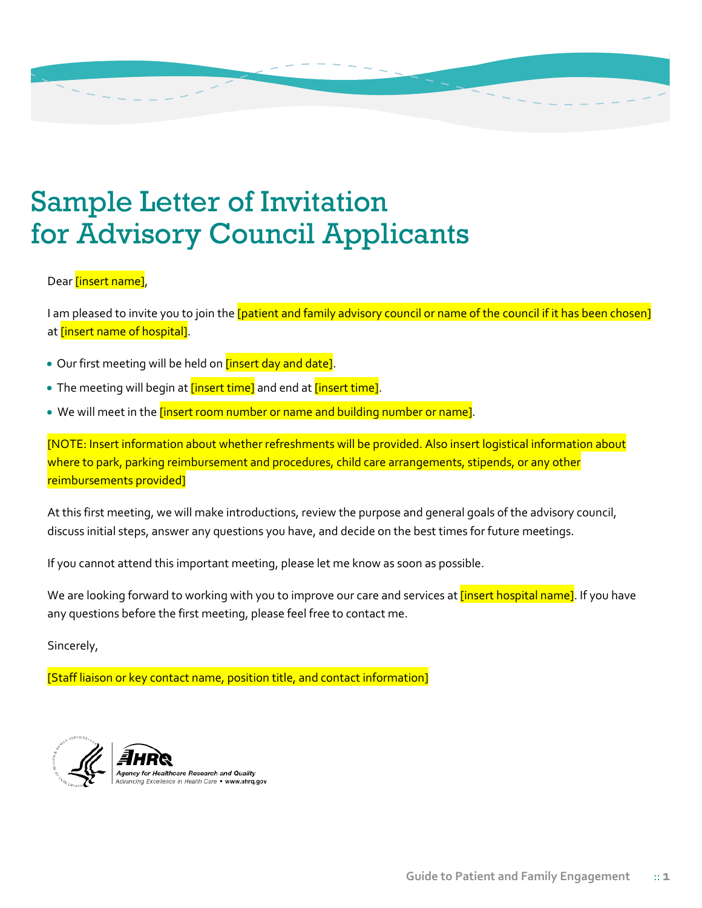# Sample Letter of Invitation for Advisory Council Applicants

Dear [insert name],

I am pleased to invite you to join the [patient and family advisory council or name of the council if it has been chosen] at [insert name of hospital].

- Our first meeting will be held on [insert day and date].
- The meeting will begin at [insert time] and end at [insert time].
- We will meet in the [insert room number or name and building number or name].

[NOTE: Insert information about whether refreshments will be provided. Also insert logistical information about where to park, parking reimbursement and procedures, child care arrangements, stipends, or any other reimbursements provided]

At this first meeting, we will make introductions, review the purpose and general goals of the advisory council, discuss initial steps, answer any questions you have, and decide on the best times for future meetings.

If you cannot attend this important meeting, please let me know as soon as possible.

We are looking forward to working with you to improve our care and services at [insert hospital name]. If you have any questions before the first meeting, please feel free to contact me.

Sincerely,

[Staff liaison or key contact name, position title, and contact information]

AHRQ
Agency for Healthcare Research and Quality
Advancing Excellence in Health Care • www.ahrq.gov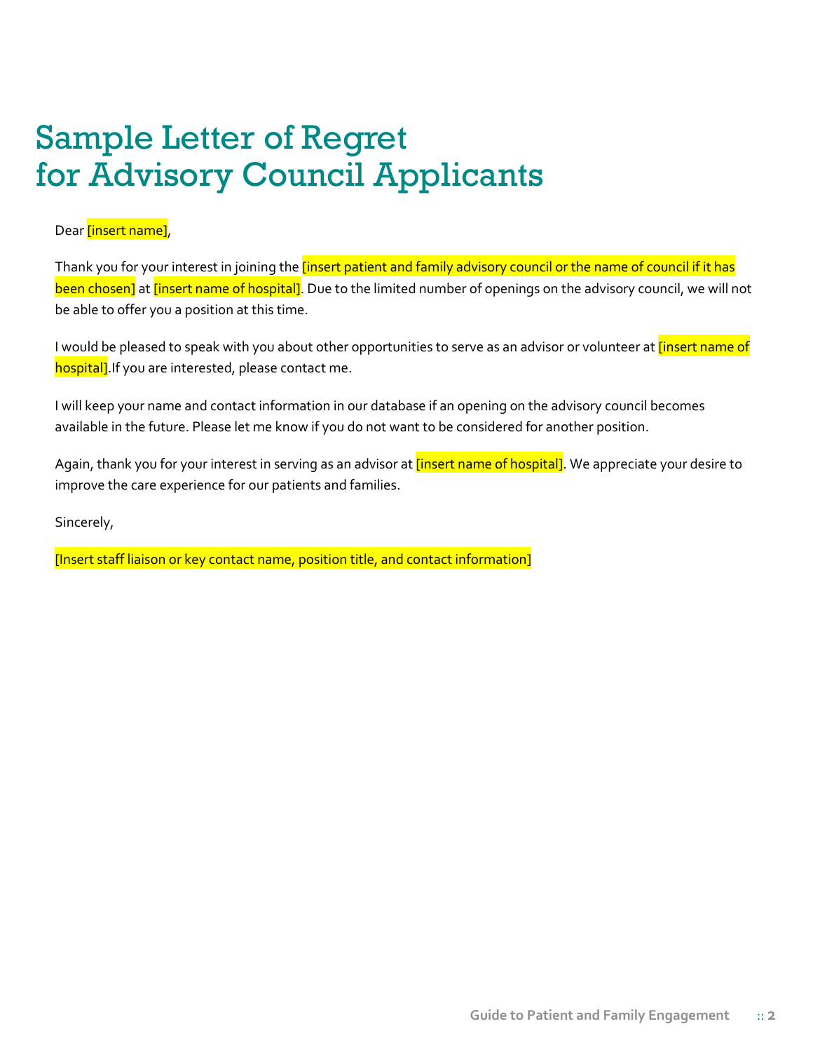# Sample Letter of Regret for Advisory Council Applicants

Dear [insert name],

Thank you for your interest in joining the [insert patient and family advisory council or the name of council if it has been chosen] at [insert name of hospital]. Due to the limited number of openings on the advisory council, we will not be able to offer you a position at this time.

I would be pleased to speak with you about other opportunities to serve as an advisor or volunteer at [insert name of hospital].If you are interested, please contact me.

I will keep your name and contact information in our database if an opening on the advisory council becomes available in the future. Please let me know if you do not want to be considered for another position.

Again, thank you for your interest in serving as an advisor at [insert name of hospital]. We appreciate your desire to improve the care experience for our patients and families.

Sincerely,

[Insert staff liaison or key contact name, position title, and contact information]